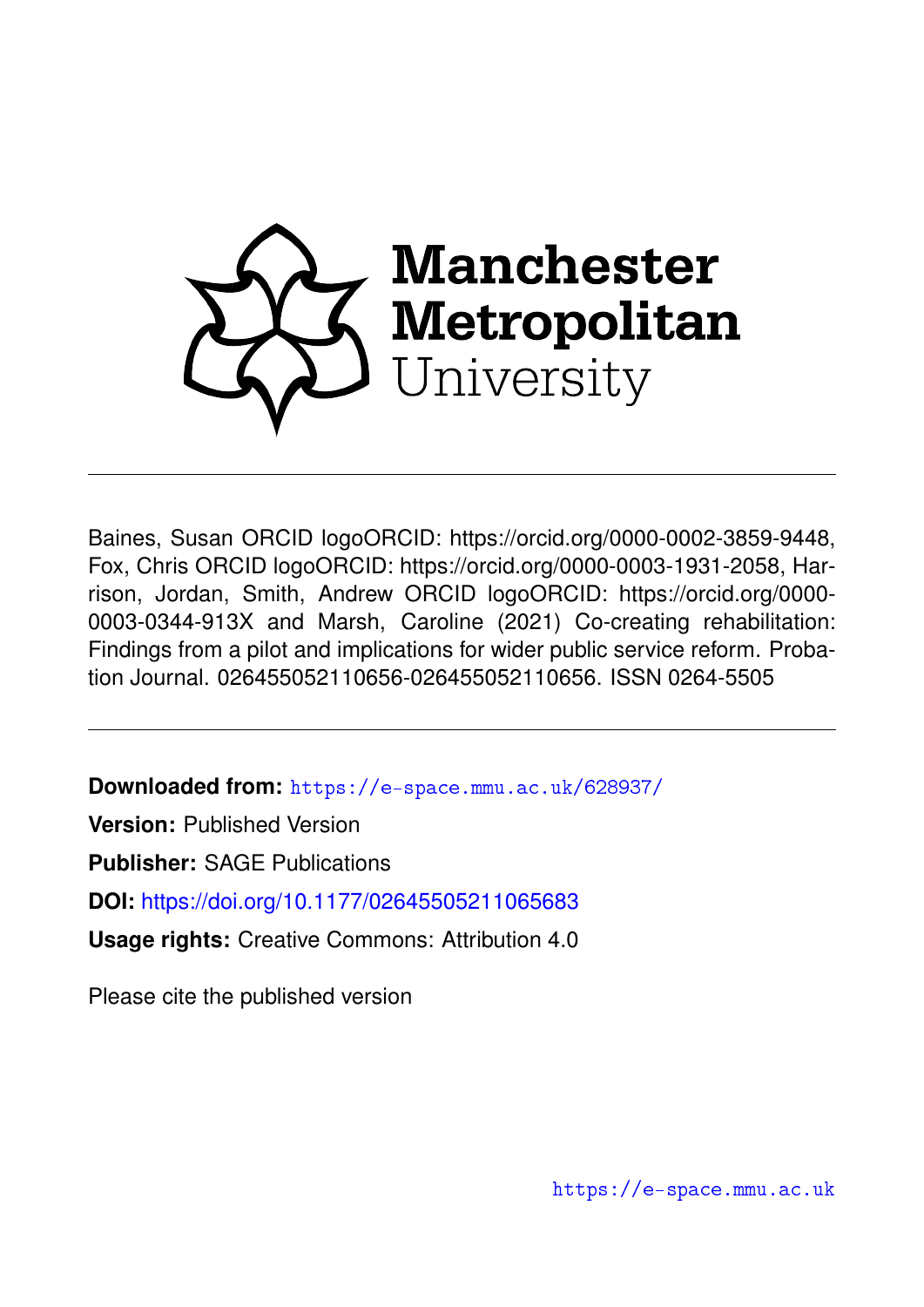Manchester Metropolitan University

---

Baines, Susan ORCID logoORCID: https://orcid.org/0000-0002-3859-9448, Fox, Chris ORCID logoORCID: https://orcid.org/0000-0003-1931-2058, Harrison, Jordan, Smith, Andrew ORCID logoORCID: https://orcid.org/0000-0003-0344-913X and Marsh, Caroline (2021) Co-creating rehabilitation: Findings from a pilot and implications for wider public service reform. Probation Journal. 026455052110656-026455052110656. ISSN 0264-5505

---

**Downloaded from:** https://e-space.mmu.ac.uk/628937/

**Version:** Published Version

**Publisher:** SAGE Publications

**DOI:** https://doi.org/10.1177/02645505211065683

**Usage rights:** Creative Commons: Attribution 4.0

Please cite the published version

https://e-space.mmu.ac.uk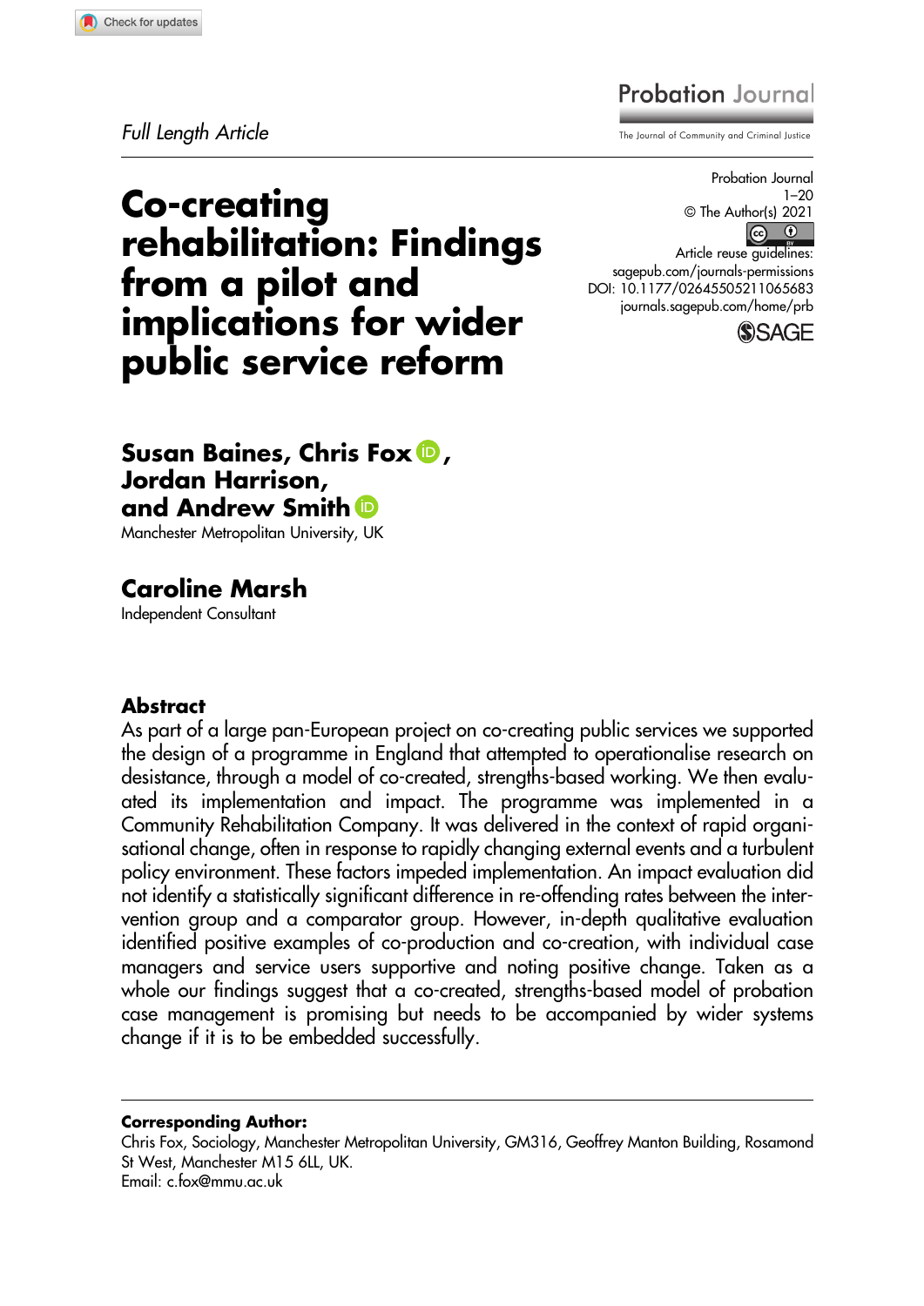*Full Length Article*

# Co-creating rehabilitation: Findings from a pilot and implications for wider public service reform

**Susan Baines, Chris Fox, Jordan Harrison, and Andrew Smith**
Manchester Metropolitan University, UK

**Caroline Marsh**
Independent Consultant

## Abstract

As part of a large pan-European project on co-creating public services we supported the design of a programme in England that attempted to operationalise research on desistance, through a model of co-created, strengths-based working. We then evaluated its implementation and impact. The programme was implemented in a Community Rehabilitation Company. It was delivered in the context of rapid organisational change, often in response to rapidly changing external events and a turbulent policy environment. These factors impeded implementation. An impact evaluation did not identify a statistically significant difference in re-offending rates between the intervention group and a comparator group. However, in-depth qualitative evaluation identified positive examples of co-production and co-creation, with individual case managers and service users supportive and noting positive change. Taken as a whole our findings suggest that a co-created, strengths-based model of probation case management is promising but needs to be accompanied by wider systems change if it is to be embedded successfully.

**Corresponding Author:**
Chris Fox, Sociology, Manchester Metropolitan University, GM316, Geoffrey Manton Building, Rosamond St West, Manchester M15 6LL, UK.
Email: c.fox@mmu.ac.uk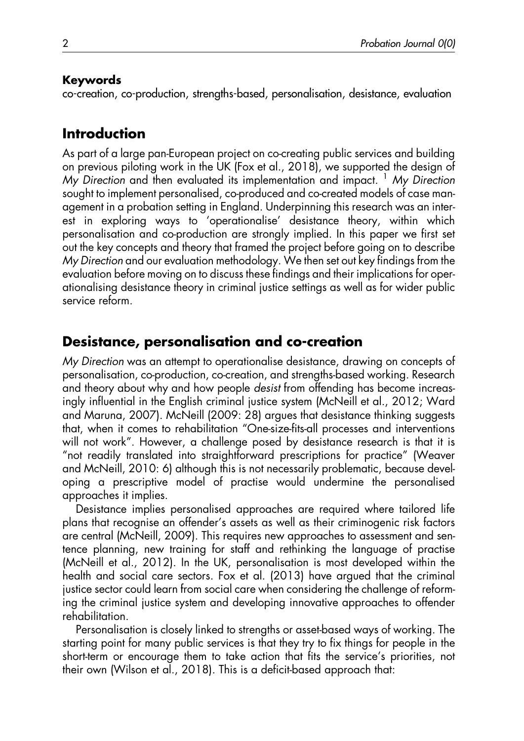**Keywords**

co-creation, co-production, strengths-based, personalisation, desistance, evaluation

## Introduction

As part of a large pan-European project on co-creating public services and building on previous piloting work in the UK (Fox et al., 2018), we supported the design of *My Direction* and then evaluated its implementation and impact. [1] *My Direction* sought to implement personalised, co-produced and co-created models of case management in a probation setting in England. Underpinning this research was an interest in exploring ways to 'operationalise' desistance theory, within which personalisation and co-production are strongly implied. In this paper we first set out the key concepts and theory that framed the project before going on to describe *My Direction* and our evaluation methodology. We then set out key findings from the evaluation before moving on to discuss these findings and their implications for operationalising desistance theory in criminal justice settings as well as for wider public service reform.

## Desistance, personalisation and co-creation

*My Direction* was an attempt to operationalise desistance, drawing on concepts of personalisation, co-production, co-creation, and strengths-based working. Research and theory about why and how people *desist* from offending has become increasingly influential in the English criminal justice system (McNeill et al., 2012; Ward and Maruna, 2007). McNeill (2009: 28) argues that desistance thinking suggests that, when it comes to rehabilitation "One-size-fits-all processes and interventions will not work". However, a challenge posed by desistance research is that it is "not readily translated into straightforward prescriptions for practice" (Weaver and McNeill, 2010: 6) although this is not necessarily problematic, because developing a prescriptive model of practise would undermine the personalised approaches it implies.

Desistance implies personalised approaches are required where tailored life plans that recognise an offender's assets as well as their criminogenic risk factors are central (McNeill, 2009). This requires new approaches to assessment and sentence planning, new training for staff and rethinking the language of practise (McNeill et al., 2012). In the UK, personalisation is most developed within the health and social care sectors. Fox et al. (2013) have argued that the criminal justice sector could learn from social care when considering the challenge of reforming the criminal justice system and developing innovative approaches to offender rehabilitation.

Personalisation is closely linked to strengths or asset-based ways of working. The starting point for many public services is that they try to fix things for people in the short-term or encourage them to take action that fits the service's priorities, not their own (Wilson et al., 2018). This is a deficit-based approach that: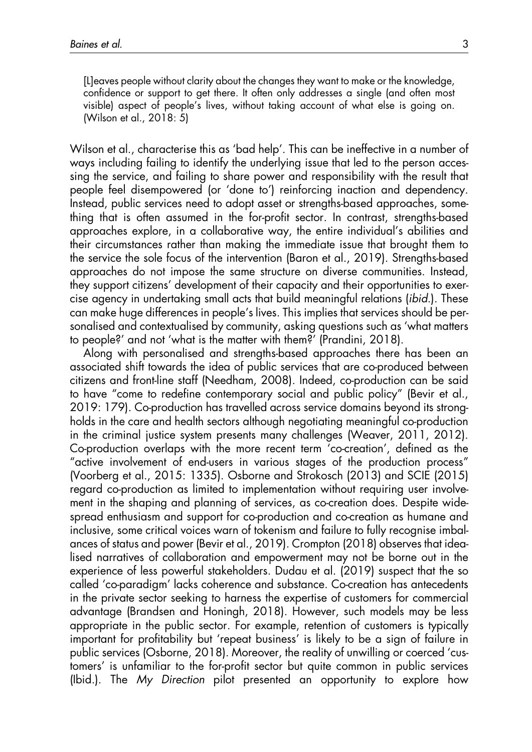> [L]eaves people without clarity about the changes they want to make or the knowledge, confidence or support to get there. It often only addresses a single (and often most visible) aspect of people's lives, without taking account of what else is going on. (Wilson et al., 2018: 5)

Wilson et al., characterise this as 'bad help'. This can be ineffective in a number of ways including failing to identify the underlying issue that led to the person accessing the service, and failing to share power and responsibility with the result that people feel disempowered (or 'done to') reinforcing inaction and dependency. Instead, public services need to adopt asset or strengths-based approaches, something that is often assumed in the for-profit sector. In contrast, strengths-based approaches explore, in a collaborative way, the entire individual's abilities and their circumstances rather than making the immediate issue that brought them to the service the sole focus of the intervention (Baron et al., 2019). Strengths-based approaches do not impose the same structure on diverse communities. Instead, they support citizens' development of their capacity and their opportunities to exercise agency in undertaking small acts that build meaningful relations (*ibid.*). These can make huge differences in people's lives. This implies that services should be personalised and contextualised by community, asking questions such as 'what matters to people?' and not 'what is the matter with them?' (Prandini, 2018).

Along with personalised and strengths-based approaches there has been an associated shift towards the idea of public services that are co-produced between citizens and front-line staff (Needham, 2008). Indeed, co-production can be said to have "come to redefine contemporary social and public policy" (Bevir et al., 2019: 179). Co-production has travelled across service domains beyond its strongholds in the care and health sectors although negotiating meaningful co-production in the criminal justice system presents many challenges (Weaver, 2011, 2012). Co-production overlaps with the more recent term 'co-creation', defined as the "active involvement of end-users in various stages of the production process" (Voorberg et al., 2015: 1335). Osborne and Strokosch (2013) and SCIE (2015) regard co-production as limited to implementation without requiring user involvement in the shaping and planning of services, as co-creation does. Despite widespread enthusiasm and support for co-production and co-creation as humane and inclusive, some critical voices warn of tokenism and failure to fully recognise imbalances of status and power (Bevir et al., 2019). Crompton (2018) observes that idealised narratives of collaboration and empowerment may not be borne out in the experience of less powerful stakeholders. Dudau et al. (2019) suspect that the so called 'co-paradigm' lacks coherence and substance. Co-creation has antecedents in the private sector seeking to harness the expertise of customers for commercial advantage (Brandsen and Honingh, 2018). However, such models may be less appropriate in the public sector. For example, retention of customers is typically important for profitability but 'repeat business' is likely to be a sign of failure in public services (Osborne, 2018). Moreover, the reality of unwilling or coerced 'customers' is unfamiliar to the for-profit sector but quite common in public services (Ibid.). The *My Direction* pilot presented an opportunity to explore how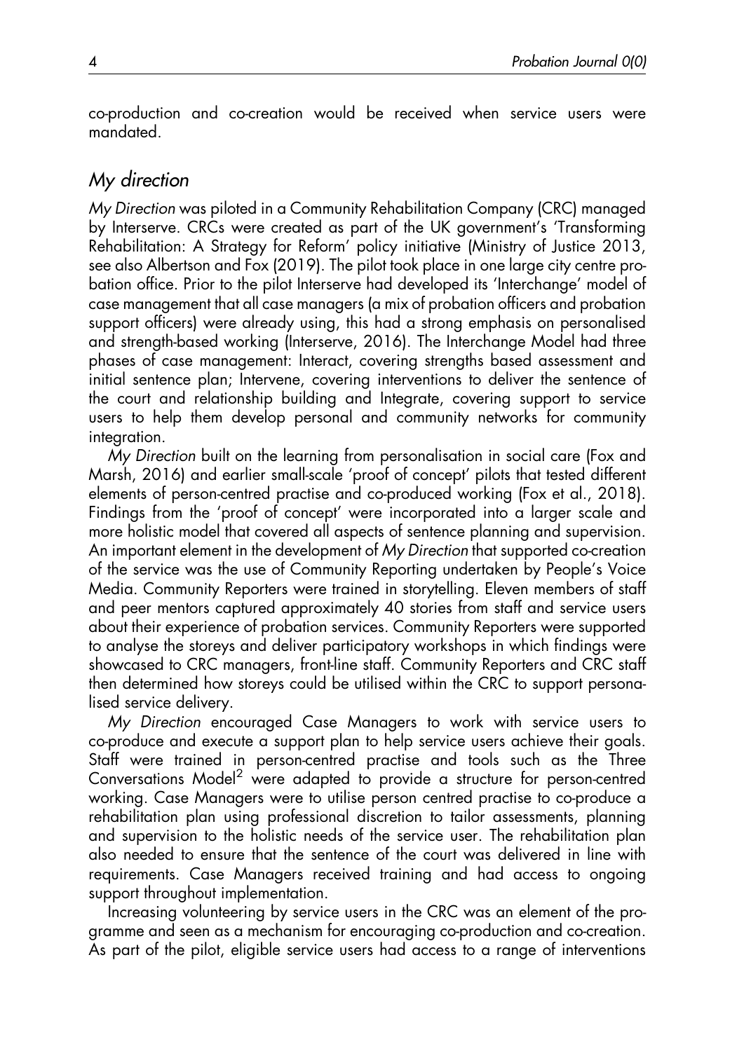co-production and co-creation would be received when service users were mandated.

## *My direction*

*My Direction* was piloted in a Community Rehabilitation Company (CRC) managed by Interserve. CRCs were created as part of the UK government's 'Transforming Rehabilitation: A Strategy for Reform' policy initiative (Ministry of Justice 2013, see also Albertson and Fox (2019). The pilot took place in one large city centre probation office. Prior to the pilot Interserve had developed its 'Interchange' model of case management that all case managers (a mix of probation officers and probation support officers) were already using, this had a strong emphasis on personalised and strength-based working (Interserve, 2016). The Interchange Model had three phases of case management: Interact, covering strengths based assessment and initial sentence plan; Intervene, covering interventions to deliver the sentence of the court and relationship building and Integrate, covering support to service users to help them develop personal and community networks for community integration.

*My Direction* built on the learning from personalisation in social care (Fox and Marsh, 2016) and earlier small-scale 'proof of concept' pilots that tested different elements of person-centred practise and co-produced working (Fox et al., 2018). Findings from the 'proof of concept' were incorporated into a larger scale and more holistic model that covered all aspects of sentence planning and supervision. An important element in the development of *My Direction* that supported co-creation of the service was the use of Community Reporting undertaken by People's Voice Media. Community Reporters were trained in storytelling. Eleven members of staff and peer mentors captured approximately 40 stories from staff and service users about their experience of probation services. Community Reporters were supported to analyse the storeys and deliver participatory workshops in which findings were showcased to CRC managers, front-line staff. Community Reporters and CRC staff then determined how storeys could be utilised within the CRC to support personalised service delivery.

*My Direction* encouraged Case Managers to work with service users to co-produce and execute a support plan to help service users achieve their goals. Staff were trained in person-centred practise and tools such as the Three Conversations Model[2] were adapted to provide a structure for person-centred working. Case Managers were to utilise person centred practise to co-produce a rehabilitation plan using professional discretion to tailor assessments, planning and supervision to the holistic needs of the service user. The rehabilitation plan also needed to ensure that the sentence of the court was delivered in line with requirements. Case Managers received training and had access to ongoing support throughout implementation.

Increasing volunteering by service users in the CRC was an element of the programme and seen as a mechanism for encouraging co-production and co-creation. As part of the pilot, eligible service users had access to a range of interventions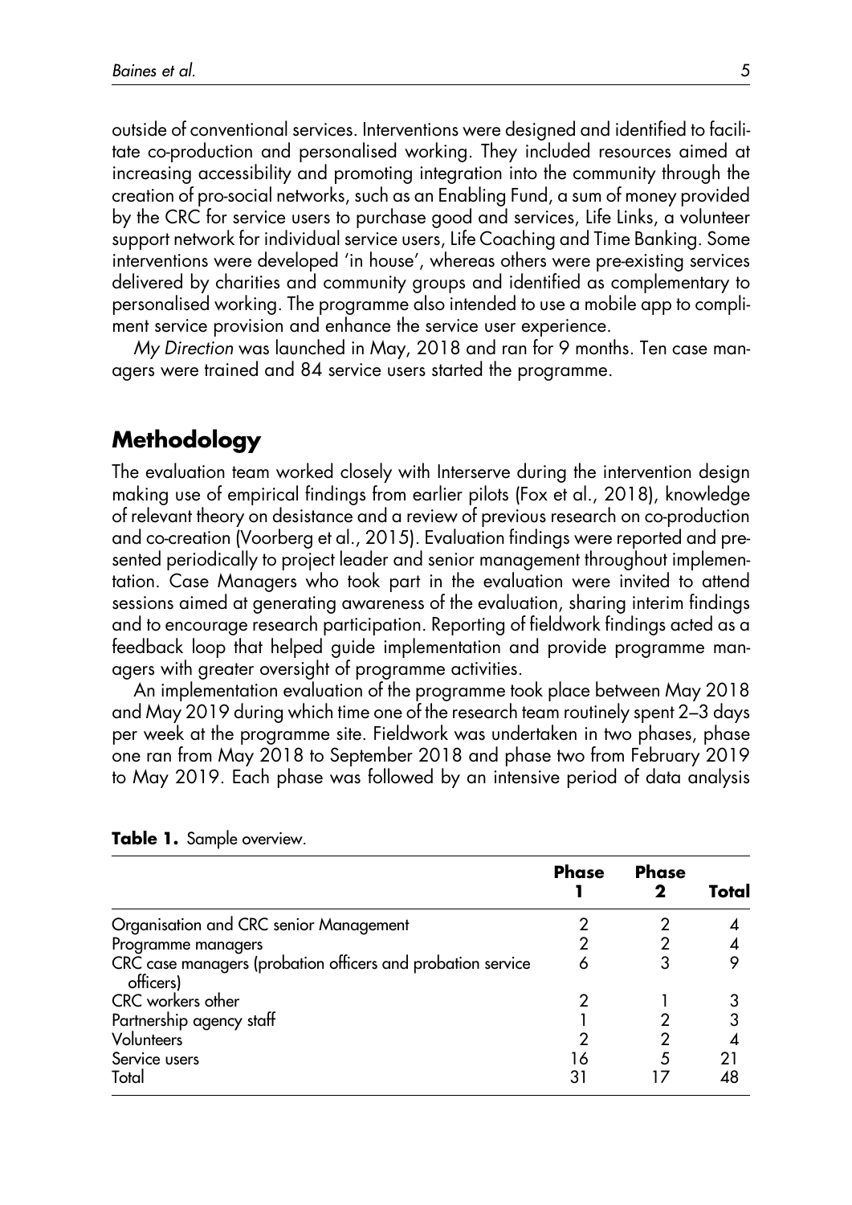outside of conventional services. Interventions were designed and identified to facilitate co-production and personalised working. They included resources aimed at increasing accessibility and promoting integration into the community through the creation of pro-social networks, such as an Enabling Fund, a sum of money provided by the CRC for service users to purchase good and services, Life Links, a volunteer support network for individual service users, Life Coaching and Time Banking. Some interventions were developed 'in house', whereas others were pre-existing services delivered by charities and community groups and identified as complementary to personalised working. The programme also intended to use a mobile app to compliment service provision and enhance the service user experience.

*My Direction* was launched in May, 2018 and ran for 9 months. Ten case managers were trained and 84 service users started the programme.

## Methodology

The evaluation team worked closely with Interserve during the intervention design making use of empirical findings from earlier pilots (Fox et al., 2018), knowledge of relevant theory on desistance and a review of previous research on co-production and co-creation (Voorberg et al., 2015). Evaluation findings were reported and presented periodically to project leader and senior management throughout implementation. Case Managers who took part in the evaluation were invited to attend sessions aimed at generating awareness of the evaluation, sharing interim findings and to encourage research participation. Reporting of fieldwork findings acted as a feedback loop that helped guide implementation and provide programme managers with greater oversight of programme activities.

An implementation evaluation of the programme took place between May 2018 and May 2019 during which time one of the research team routinely spent 2–3 days per week at the programme site. Fieldwork was undertaken in two phases, phase one ran from May 2018 to September 2018 and phase two from February 2019 to May 2019. Each phase was followed by an intensive period of data analysis

**Table 1.** Sample overview.

| | Phase 1 | Phase 2 | Total |
|---|---|---|---|
| Organisation and CRC senior Management | 2 | 2 | 4 |
| Programme managers | 2 | 2 | 4 |
| CRC case managers (probation officers and probation service officers) | 6 | 3 | 9 |
| CRC workers other | 2 | 1 | 3 |
| Partnership agency staff | 1 | 2 | 3 |
| Volunteers | 2 | 2 | 4 |
| Service users | 16 | 5 | 21 |
| Total | 31 | 17 | 48 |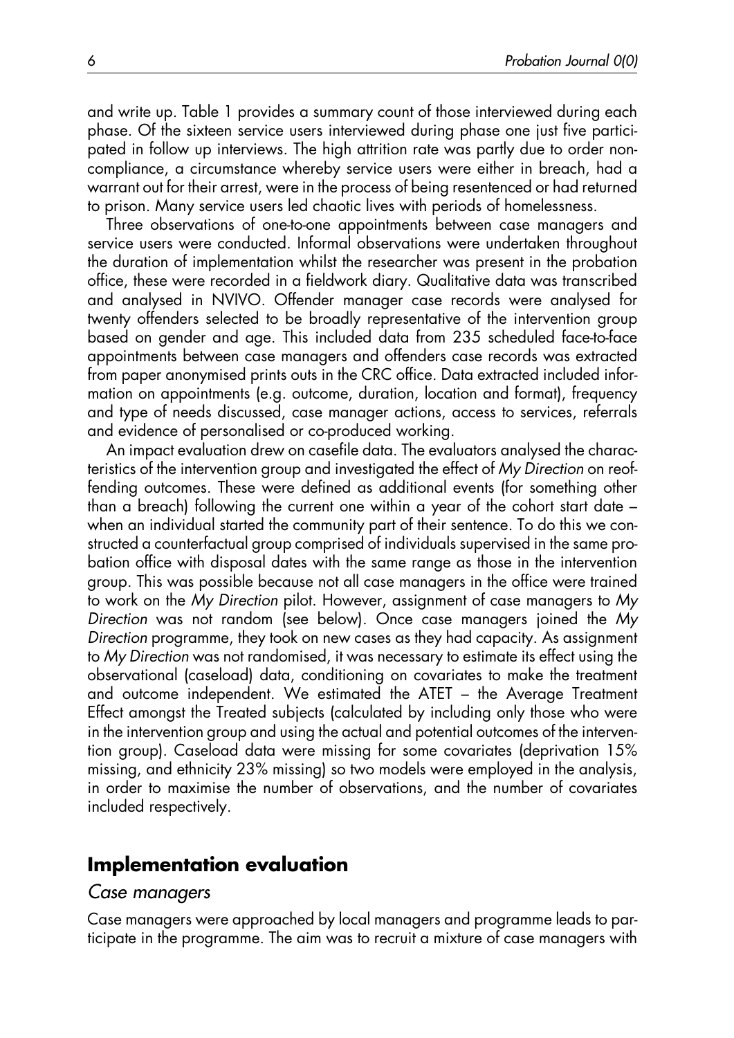and write up. Table 1 provides a summary count of those interviewed during each phase. Of the sixteen service users interviewed during phase one just five participated in follow up interviews. The high attrition rate was partly due to order non-compliance, a circumstance whereby service users were either in breach, had a warrant out for their arrest, were in the process of being resentenced or had returned to prison. Many service users led chaotic lives with periods of homelessness.

Three observations of one-to-one appointments between case managers and service users were conducted. Informal observations were undertaken throughout the duration of implementation whilst the researcher was present in the probation office, these were recorded in a fieldwork diary. Qualitative data was transcribed and analysed in NVIVO. Offender manager case records were analysed for twenty offenders selected to be broadly representative of the intervention group based on gender and age. This included data from 235 scheduled face-to-face appointments between case managers and offenders case records was extracted from paper anonymised prints outs in the CRC office. Data extracted included information on appointments (e.g. outcome, duration, location and format), frequency and type of needs discussed, case manager actions, access to services, referrals and evidence of personalised or co-produced working.

An impact evaluation drew on casefile data. The evaluators analysed the characteristics of the intervention group and investigated the effect of *My Direction* on reoffending outcomes. These were defined as additional events (for something other than a breach) following the current one within a year of the cohort start date – when an individual started the community part of their sentence. To do this we constructed a counterfactual group comprised of individuals supervised in the same probation office with disposal dates with the same range as those in the intervention group. This was possible because not all case managers in the office were trained to work on the *My Direction* pilot. However, assignment of case managers to *My Direction* was not random (see below). Once case managers joined the *My Direction* programme, they took on new cases as they had capacity. As assignment to *My Direction* was not randomised, it was necessary to estimate its effect using the observational (caseload) data, conditioning on covariates to make the treatment and outcome independent. We estimated the ATET – the Average Treatment Effect amongst the Treated subjects (calculated by including only those who were in the intervention group and using the actual and potential outcomes of the intervention group). Caseload data were missing for some covariates (deprivation 15% missing, and ethnicity 23% missing) so two models were employed in the analysis, in order to maximise the number of observations, and the number of covariates included respectively.

## Implementation evaluation

### *Case managers*

Case managers were approached by local managers and programme leads to participate in the programme. The aim was to recruit a mixture of case managers with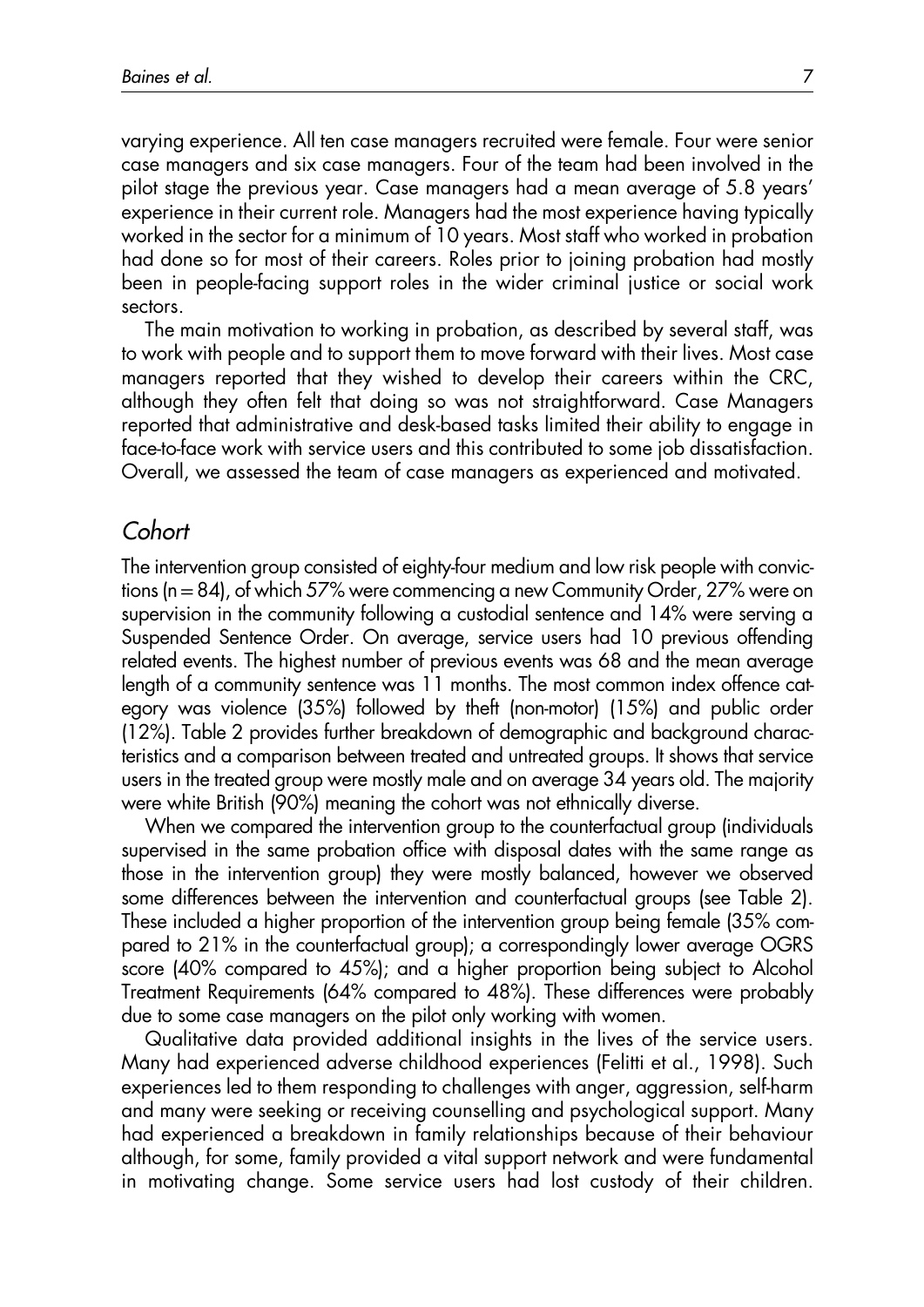varying experience. All ten case managers recruited were female. Four were senior case managers and six case managers. Four of the team had been involved in the pilot stage the previous year. Case managers had a mean average of 5.8 years' experience in their current role. Managers had the most experience having typically worked in the sector for a minimum of 10 years. Most staff who worked in probation had done so for most of their careers. Roles prior to joining probation had mostly been in people-facing support roles in the wider criminal justice or social work sectors.

The main motivation to working in probation, as described by several staff, was to work with people and to support them to move forward with their lives. Most case managers reported that they wished to develop their careers within the CRC, although they often felt that doing so was not straightforward. Case Managers reported that administrative and desk-based tasks limited their ability to engage in face-to-face work with service users and this contributed to some job dissatisfaction. Overall, we assessed the team of case managers as experienced and motivated.

## *Cohort*

The intervention group consisted of eighty-four medium and low risk people with convictions (n = 84), of which 57% were commencing a new Community Order, 27% were on supervision in the community following a custodial sentence and 14% were serving a Suspended Sentence Order. On average, service users had 10 previous offending related events. The highest number of previous events was 68 and the mean average length of a community sentence was 11 months. The most common index offence category was violence (35%) followed by theft (non-motor) (15%) and public order (12%). Table 2 provides further breakdown of demographic and background characteristics and a comparison between treated and untreated groups. It shows that service users in the treated group were mostly male and on average 34 years old. The majority were white British (90%) meaning the cohort was not ethnically diverse.

When we compared the intervention group to the counterfactual group (individuals supervised in the same probation office with disposal dates with the same range as those in the intervention group) they were mostly balanced, however we observed some differences between the intervention and counterfactual groups (see Table 2). These included a higher proportion of the intervention group being female (35% compared to 21% in the counterfactual group); a correspondingly lower average OGRS score (40% compared to 45%); and a higher proportion being subject to Alcohol Treatment Requirements (64% compared to 48%). These differences were probably due to some case managers on the pilot only working with women.

Qualitative data provided additional insights in the lives of the service users. Many had experienced adverse childhood experiences (Felitti et al., 1998). Such experiences led to them responding to challenges with anger, aggression, self-harm and many were seeking or receiving counselling and psychological support. Many had experienced a breakdown in family relationships because of their behaviour although, for some, family provided a vital support network and were fundamental in motivating change. Some service users had lost custody of their children.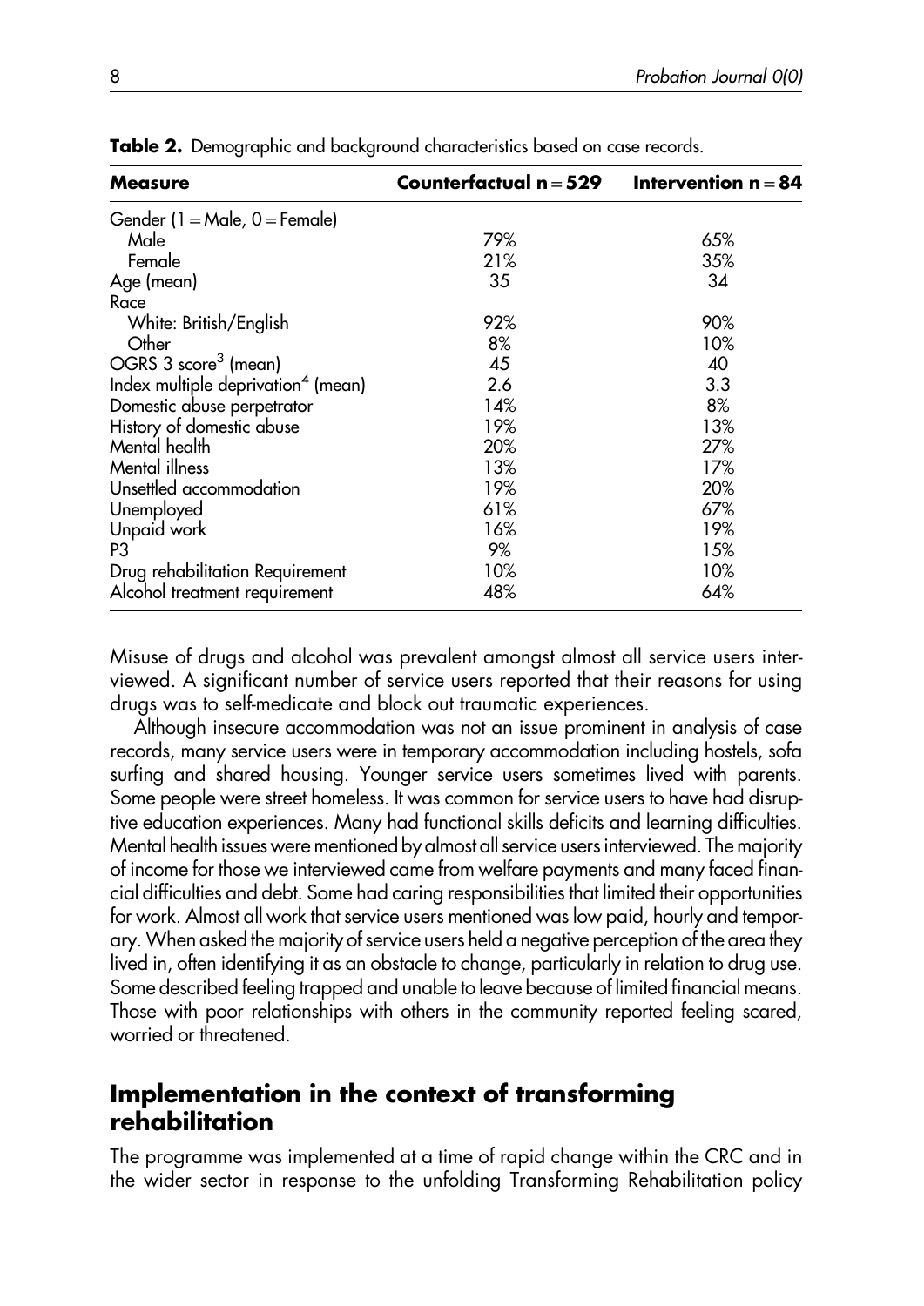**Table 2.** Demographic and background characteristics based on case records.

| Measure | Counterfactual n = 529 | Intervention n = 84 |
|---|---|---|
| Gender (1 = Male, 0 = Female) | | |
| Male | 79% | 65% |
| Female | 21% | 35% |
| Age (mean) | 35 | 34 |
| Race | | |
| White: British/English | 92% | 90% |
| Other | 8% | 10% |
| OGRS 3 score[3] (mean) | 45 | 40 |
| Index multiple deprivation[4] (mean) | 2.6 | 3.3 |
| Domestic abuse perpetrator | 14% | 8% |
| History of domestic abuse | 19% | 13% |
| Mental health | 20% | 27% |
| Mental illness | 13% | 17% |
| Unsettled accommodation | 19% | 20% |
| Unemployed | 61% | 67% |
| Unpaid work | 16% | 19% |
| P3 | 9% | 15% |
| Drug rehabilitation Requirement | 10% | 10% |
| Alcohol treatment requirement | 48% | 64% |

Misuse of drugs and alcohol was prevalent amongst almost all service users interviewed. A significant number of service users reported that their reasons for using drugs was to self-medicate and block out traumatic experiences.

Although insecure accommodation was not an issue prominent in analysis of case records, many service users were in temporary accommodation including hostels, sofa surfing and shared housing. Younger service users sometimes lived with parents. Some people were street homeless. It was common for service users to have had disruptive education experiences. Many had functional skills deficits and learning difficulties. Mental health issues were mentioned by almost all service users interviewed. The majority of income for those we interviewed came from welfare payments and many faced financial difficulties and debt. Some had caring responsibilities that limited their opportunities for work. Almost all work that service users mentioned was low paid, hourly and temporary. When asked the majority of service users held a negative perception of the area they lived in, often identifying it as an obstacle to change, particularly in relation to drug use. Some described feeling trapped and unable to leave because of limited financial means. Those with poor relationships with others in the community reported feeling scared, worried or threatened.

## Implementation in the context of transforming rehabilitation

The programme was implemented at a time of rapid change within the CRC and in the wider sector in response to the unfolding Transforming Rehabilitation policy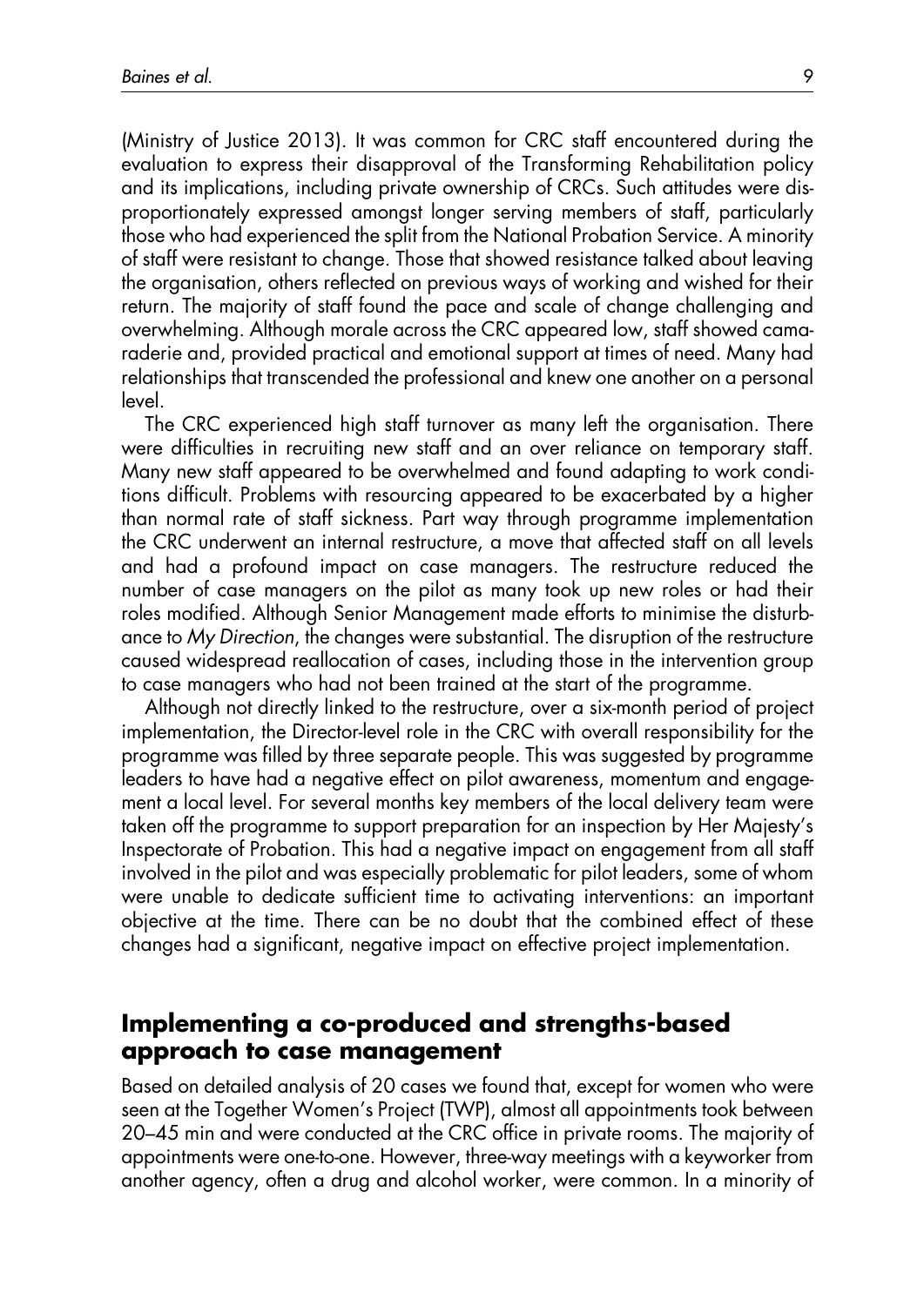(Ministry of Justice 2013). It was common for CRC staff encountered during the evaluation to express their disapproval of the Transforming Rehabilitation policy and its implications, including private ownership of CRCs. Such attitudes were disproportionately expressed amongst longer serving members of staff, particularly those who had experienced the split from the National Probation Service. A minority of staff were resistant to change. Those that showed resistance talked about leaving the organisation, others reflected on previous ways of working and wished for their return. The majority of staff found the pace and scale of change challenging and overwhelming. Although morale across the CRC appeared low, staff showed camaraderie and, provided practical and emotional support at times of need. Many had relationships that transcended the professional and knew one another on a personal level.

The CRC experienced high staff turnover as many left the organisation. There were difficulties in recruiting new staff and an over reliance on temporary staff. Many new staff appeared to be overwhelmed and found adapting to work conditions difficult. Problems with resourcing appeared to be exacerbated by a higher than normal rate of staff sickness. Part way through programme implementation the CRC underwent an internal restructure, a move that affected staff on all levels and had a profound impact on case managers. The restructure reduced the number of case managers on the pilot as many took up new roles or had their roles modified. Although Senior Management made efforts to minimise the disturbance to *My Direction*, the changes were substantial. The disruption of the restructure caused widespread reallocation of cases, including those in the intervention group to case managers who had not been trained at the start of the programme.

Although not directly linked to the restructure, over a six-month period of project implementation, the Director-level role in the CRC with overall responsibility for the programme was filled by three separate people. This was suggested by programme leaders to have had a negative effect on pilot awareness, momentum and engagement a local level. For several months key members of the local delivery team were taken off the programme to support preparation for an inspection by Her Majesty's Inspectorate of Probation. This had a negative impact on engagement from all staff involved in the pilot and was especially problematic for pilot leaders, some of whom were unable to dedicate sufficient time to activating interventions: an important objective at the time. There can be no doubt that the combined effect of these changes had a significant, negative impact on effective project implementation.

## Implementing a co-produced and strengths-based approach to case management

Based on detailed analysis of 20 cases we found that, except for women who were seen at the Together Women's Project (TWP), almost all appointments took between 20–45 min and were conducted at the CRC office in private rooms. The majority of appointments were one-to-one. However, three-way meetings with a keyworker from another agency, often a drug and alcohol worker, were common. In a minority of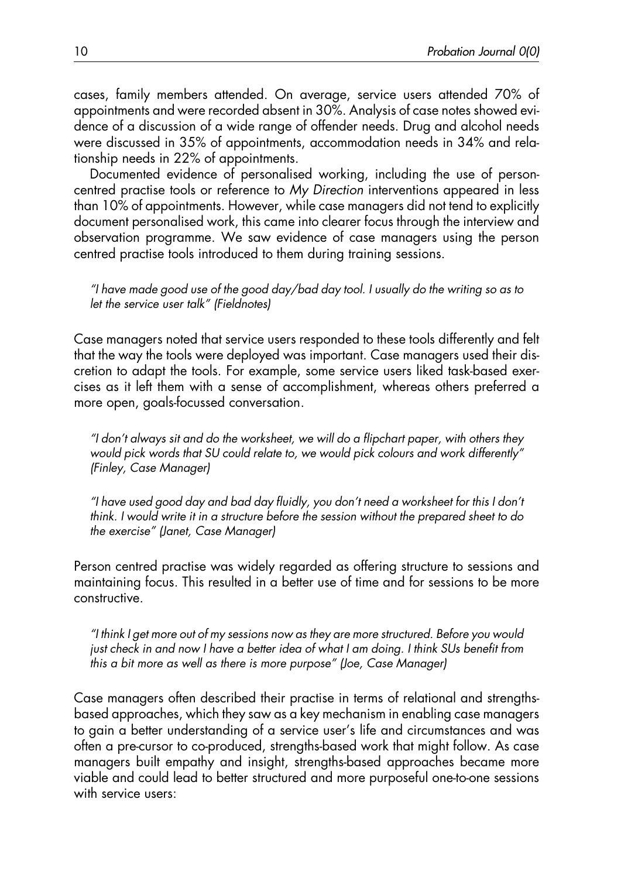cases, family members attended. On average, service users attended 70% of appointments and were recorded absent in 30%. Analysis of case notes showed evidence of a discussion of a wide range of offender needs. Drug and alcohol needs were discussed in 35% of appointments, accommodation needs in 34% and relationship needs in 22% of appointments.

Documented evidence of personalised working, including the use of person-centred practise tools or reference to *My Direction* interventions appeared in less than 10% of appointments. However, while case managers did not tend to explicitly document personalised work, this came into clearer focus through the interview and observation programme. We saw evidence of case managers using the person centred practise tools introduced to them during training sessions.

> *"I have made good use of the good day/bad day tool. I usually do the writing so as to let the service user talk" (Fieldnotes)*

Case managers noted that service users responded to these tools differently and felt that the way the tools were deployed was important. Case managers used their discretion to adapt the tools. For example, some service users liked task-based exercises as it left them with a sense of accomplishment, whereas others preferred a more open, goals-focussed conversation.

> *"I don't always sit and do the worksheet, we will do a flipchart paper, with others they would pick words that SU could relate to, we would pick colours and work differently" (Finley, Case Manager)*

> *"I have used good day and bad day fluidly, you don't need a worksheet for this I don't think. I would write it in a structure before the session without the prepared sheet to do the exercise" (Janet, Case Manager)*

Person centred practise was widely regarded as offering structure to sessions and maintaining focus. This resulted in a better use of time and for sessions to be more constructive.

> *"I think I get more out of my sessions now as they are more structured. Before you would just check in and now I have a better idea of what I am doing. I think SUs benefit from this a bit more as well as there is more purpose" (Joe, Case Manager)*

Case managers often described their practise in terms of relational and strengths-based approaches, which they saw as a key mechanism in enabling case managers to gain a better understanding of a service user's life and circumstances and was often a pre-cursor to co-produced, strengths-based work that might follow. As case managers built empathy and insight, strengths-based approaches became more viable and could lead to better structured and more purposeful one-to-one sessions with service users: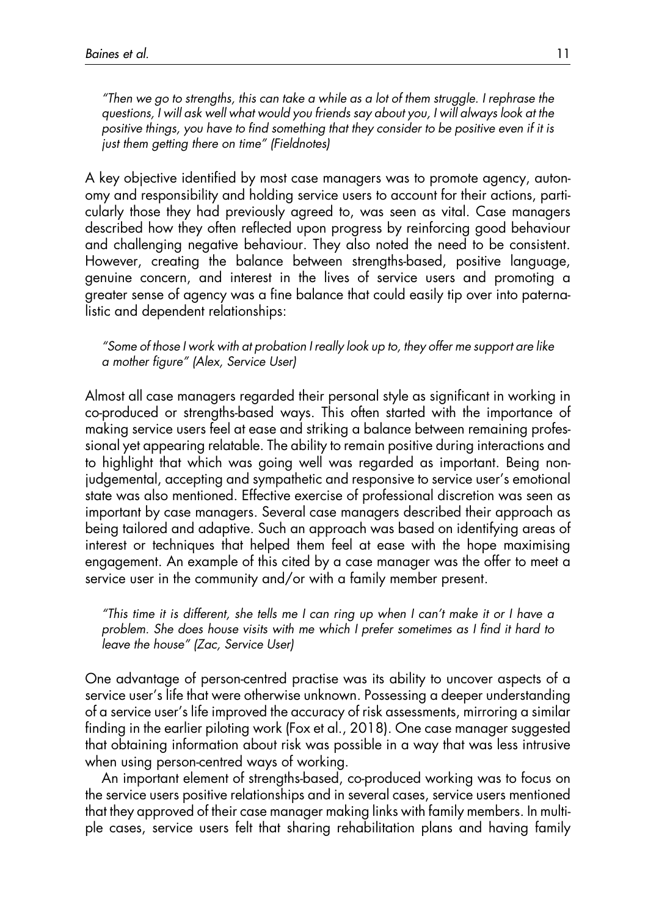*"Then we go to strengths, this can take a while as a lot of them struggle. I rephrase the questions, I will ask well what would you friends say about you, I will always look at the positive things, you have to find something that they consider to be positive even if it is just them getting there on time" (Fieldnotes)*

A key objective identified by most case managers was to promote agency, autonomy and responsibility and holding service users to account for their actions, particularly those they had previously agreed to, was seen as vital. Case managers described how they often reflected upon progress by reinforcing good behaviour and challenging negative behaviour. They also noted the need to be consistent. However, creating the balance between strengths-based, positive language, genuine concern, and interest in the lives of service users and promoting a greater sense of agency was a fine balance that could easily tip over into paternalistic and dependent relationships:

*"Some of those I work with at probation I really look up to, they offer me support are like a mother figure" (Alex, Service User)*

Almost all case managers regarded their personal style as significant in working in co-produced or strengths-based ways. This often started with the importance of making service users feel at ease and striking a balance between remaining professional yet appearing relatable. The ability to remain positive during interactions and to highlight that which was going well was regarded as important. Being non-judgemental, accepting and sympathetic and responsive to service user's emotional state was also mentioned. Effective exercise of professional discretion was seen as important by case managers. Several case managers described their approach as being tailored and adaptive. Such an approach was based on identifying areas of interest or techniques that helped them feel at ease with the hope maximising engagement. An example of this cited by a case manager was the offer to meet a service user in the community and/or with a family member present.

*"This time it is different, she tells me I can ring up when I can't make it or I have a problem. She does house visits with me which I prefer sometimes as I find it hard to leave the house" (Zac, Service User)*

One advantage of person-centred practise was its ability to uncover aspects of a service user's life that were otherwise unknown. Possessing a deeper understanding of a service user's life improved the accuracy of risk assessments, mirroring a similar finding in the earlier piloting work (Fox et al., 2018). One case manager suggested that obtaining information about risk was possible in a way that was less intrusive when using person-centred ways of working.

An important element of strengths-based, co-produced working was to focus on the service users positive relationships and in several cases, service users mentioned that they approved of their case manager making links with family members. In multiple cases, service users felt that sharing rehabilitation plans and having family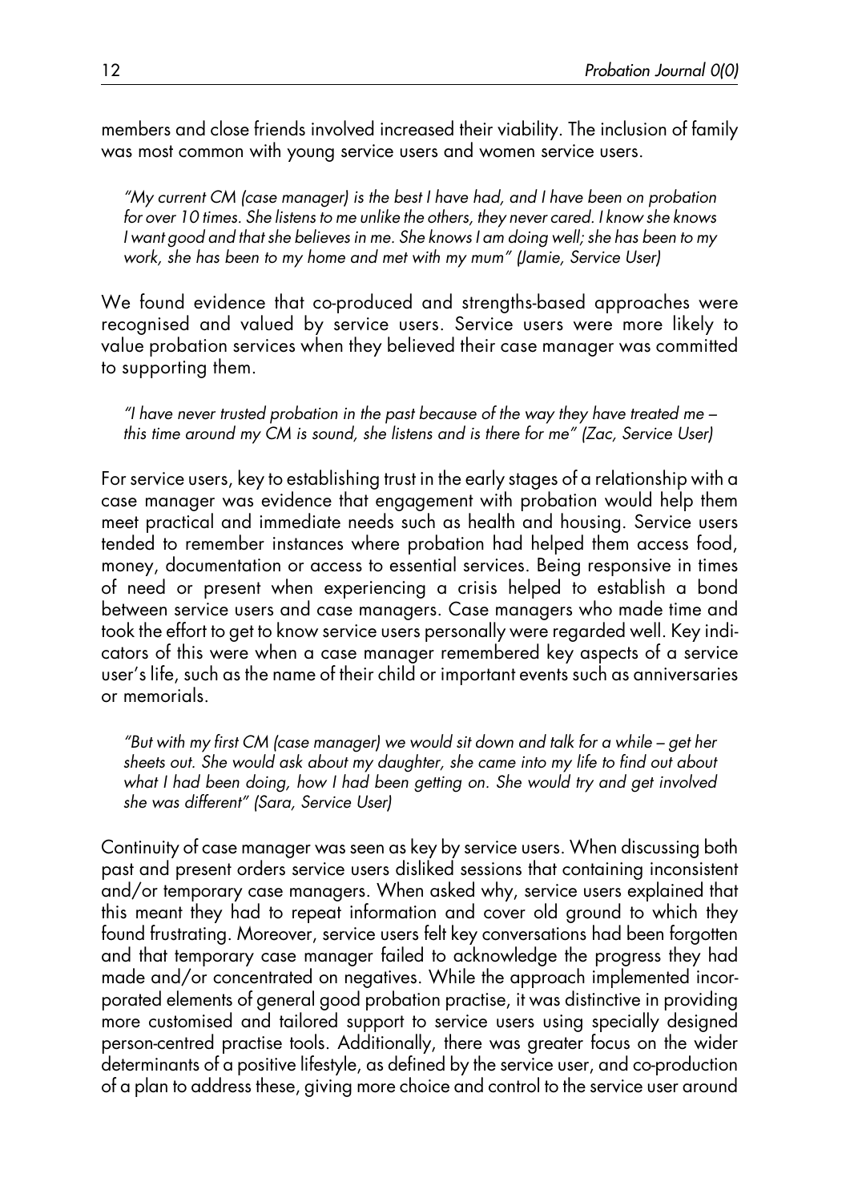members and close friends involved increased their viability. The inclusion of family was most common with young service users and women service users.

> *"My current CM (case manager) is the best I have had, and I have been on probation for over 10 times. She listens to me unlike the others, they never cared. I know she knows I want good and that she believes in me. She knows I am doing well; she has been to my work, she has been to my home and met with my mum" (Jamie, Service User)*

We found evidence that co-produced and strengths-based approaches were recognised and valued by service users. Service users were more likely to value probation services when they believed their case manager was committed to supporting them.

> *"I have never trusted probation in the past because of the way they have treated me – this time around my CM is sound, she listens and is there for me" (Zac, Service User)*

For service users, key to establishing trust in the early stages of a relationship with a case manager was evidence that engagement with probation would help them meet practical and immediate needs such as health and housing. Service users tended to remember instances where probation had helped them access food, money, documentation or access to essential services. Being responsive in times of need or present when experiencing a crisis helped to establish a bond between service users and case managers. Case managers who made time and took the effort to get to know service users personally were regarded well. Key indicators of this were when a case manager remembered key aspects of a service user's life, such as the name of their child or important events such as anniversaries or memorials.

> *"But with my first CM (case manager) we would sit down and talk for a while – get her sheets out. She would ask about my daughter, she came into my life to find out about what I had been doing, how I had been getting on. She would try and get involved she was different" (Sara, Service User)*

Continuity of case manager was seen as key by service users. When discussing both past and present orders service users disliked sessions that containing inconsistent and/or temporary case managers. When asked why, service users explained that this meant they had to repeat information and cover old ground to which they found frustrating. Moreover, service users felt key conversations had been forgotten and that temporary case manager failed to acknowledge the progress they had made and/or concentrated on negatives. While the approach implemented incorporated elements of general good probation practise, it was distinctive in providing more customised and tailored support to service users using specially designed person-centred practise tools. Additionally, there was greater focus on the wider determinants of a positive lifestyle, as defined by the service user, and co-production of a plan to address these, giving more choice and control to the service user around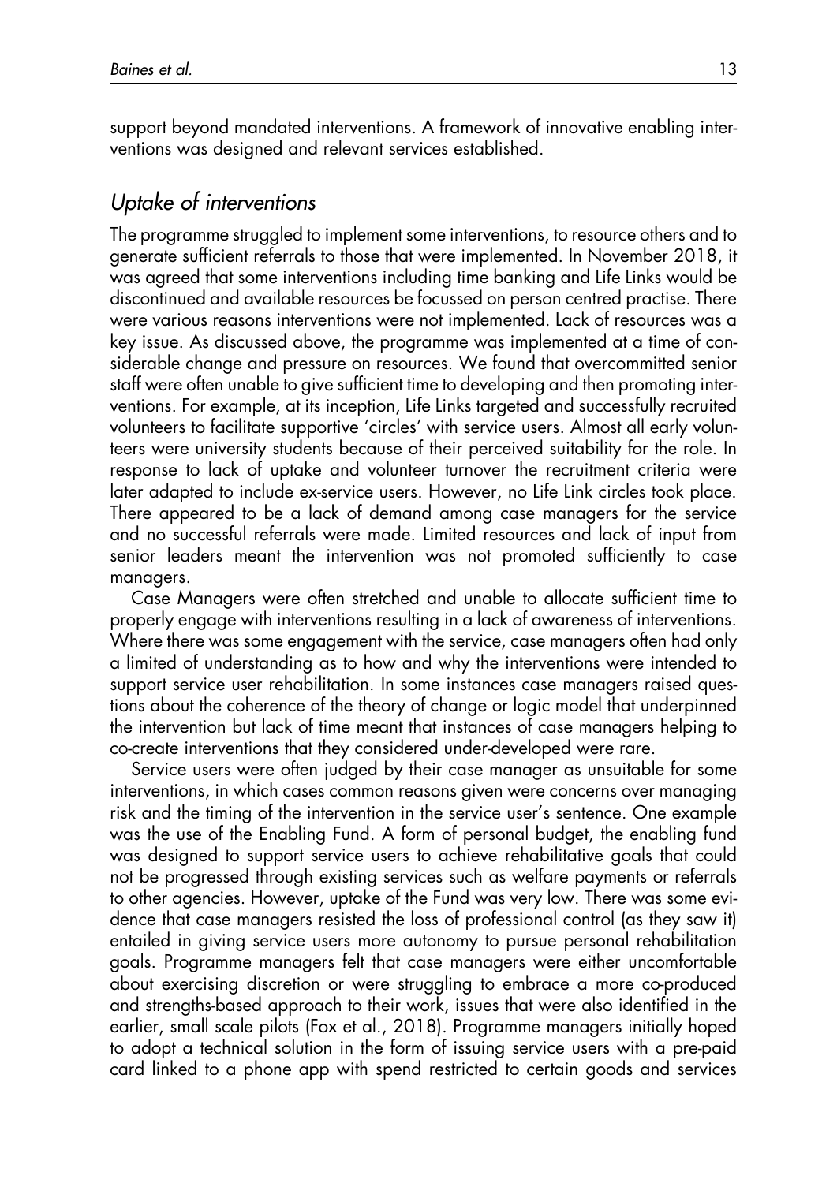support beyond mandated interventions. A framework of innovative enabling interventions was designed and relevant services established.

## *Uptake of interventions*

The programme struggled to implement some interventions, to resource others and to generate sufficient referrals to those that were implemented. In November 2018, it was agreed that some interventions including time banking and Life Links would be discontinued and available resources be focussed on person centred practise. There were various reasons interventions were not implemented. Lack of resources was a key issue. As discussed above, the programme was implemented at a time of considerable change and pressure on resources. We found that overcommitted senior staff were often unable to give sufficient time to developing and then promoting interventions. For example, at its inception, Life Links targeted and successfully recruited volunteers to facilitate supportive 'circles' with service users. Almost all early volunteers were university students because of their perceived suitability for the role. In response to lack of uptake and volunteer turnover the recruitment criteria were later adapted to include ex-service users. However, no Life Link circles took place. There appeared to be a lack of demand among case managers for the service and no successful referrals were made. Limited resources and lack of input from senior leaders meant the intervention was not promoted sufficiently to case managers.

Case Managers were often stretched and unable to allocate sufficient time to properly engage with interventions resulting in a lack of awareness of interventions. Where there was some engagement with the service, case managers often had only a limited of understanding as to how and why the interventions were intended to support service user rehabilitation. In some instances case managers raised questions about the coherence of the theory of change or logic model that underpinned the intervention but lack of time meant that instances of case managers helping to co-create interventions that they considered under-developed were rare.

Service users were often judged by their case manager as unsuitable for some interventions, in which cases common reasons given were concerns over managing risk and the timing of the intervention in the service user's sentence. One example was the use of the Enabling Fund. A form of personal budget, the enabling fund was designed to support service users to achieve rehabilitative goals that could not be progressed through existing services such as welfare payments or referrals to other agencies. However, uptake of the Fund was very low. There was some evidence that case managers resisted the loss of professional control (as they saw it) entailed in giving service users more autonomy to pursue personal rehabilitation goals. Programme managers felt that case managers were either uncomfortable about exercising discretion or were struggling to embrace a more co-produced and strengths-based approach to their work, issues that were also identified in the earlier, small scale pilots (Fox et al., 2018). Programme managers initially hoped to adopt a technical solution in the form of issuing service users with a pre-paid card linked to a phone app with spend restricted to certain goods and services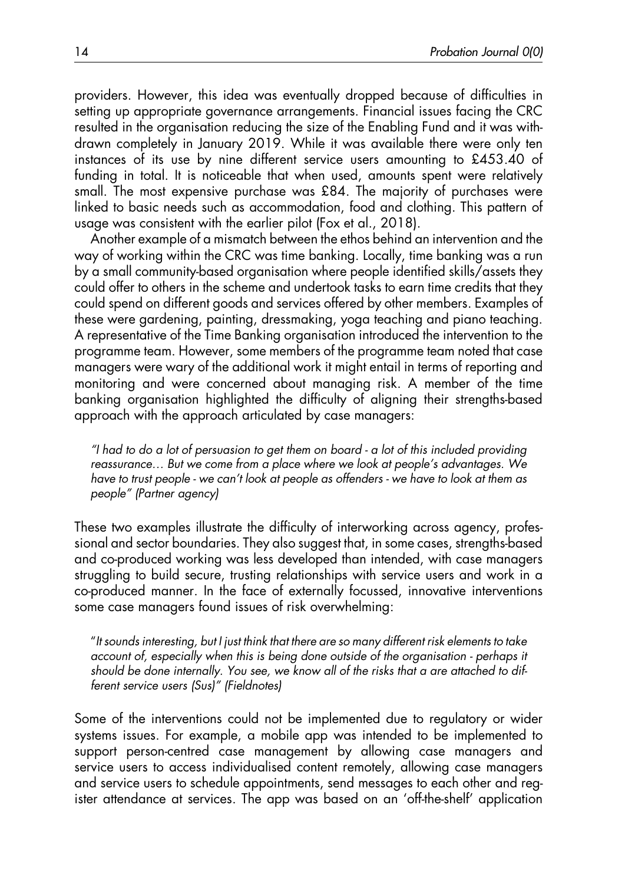providers. However, this idea was eventually dropped because of difficulties in setting up appropriate governance arrangements. Financial issues facing the CRC resulted in the organisation reducing the size of the Enabling Fund and it was withdrawn completely in January 2019. While it was available there were only ten instances of its use by nine different service users amounting to £453.40 of funding in total. It is noticeable that when used, amounts spent were relatively small. The most expensive purchase was £84. The majority of purchases were linked to basic needs such as accommodation, food and clothing. This pattern of usage was consistent with the earlier pilot (Fox et al., 2018).

Another example of a mismatch between the ethos behind an intervention and the way of working within the CRC was time banking. Locally, time banking was a run by a small community-based organisation where people identified skills/assets they could offer to others in the scheme and undertook tasks to earn time credits that they could spend on different goods and services offered by other members. Examples of these were gardening, painting, dressmaking, yoga teaching and piano teaching. A representative of the Time Banking organisation introduced the intervention to the programme team. However, some members of the programme team noted that case managers were wary of the additional work it might entail in terms of reporting and monitoring and were concerned about managing risk. A member of the time banking organisation highlighted the difficulty of aligning their strengths-based approach with the approach articulated by case managers:

> *"I had to do a lot of persuasion to get them on board - a lot of this included providing reassurance… But we come from a place where we look at people's advantages. We have to trust people - we can't look at people as offenders - we have to look at them as people" (Partner agency)*

These two examples illustrate the difficulty of interworking across agency, professional and sector boundaries. They also suggest that, in some cases, strengths-based and co-produced working was less developed than intended, with case managers struggling to build secure, trusting relationships with service users and work in a co-produced manner. In the face of externally focussed, innovative interventions some case managers found issues of risk overwhelming:

> "*It sounds interesting, but I just think that there are so many different risk elements to take account of, especially when this is being done outside of the organisation - perhaps it should be done internally. You see, we know all of the risks that a are attached to different service users (Sus)" (Fieldnotes)*

Some of the interventions could not be implemented due to regulatory or wider systems issues. For example, a mobile app was intended to be implemented to support person-centred case management by allowing case managers and service users to access individualised content remotely, allowing case managers and service users to schedule appointments, send messages to each other and register attendance at services. The app was based on an 'off-the-shelf' application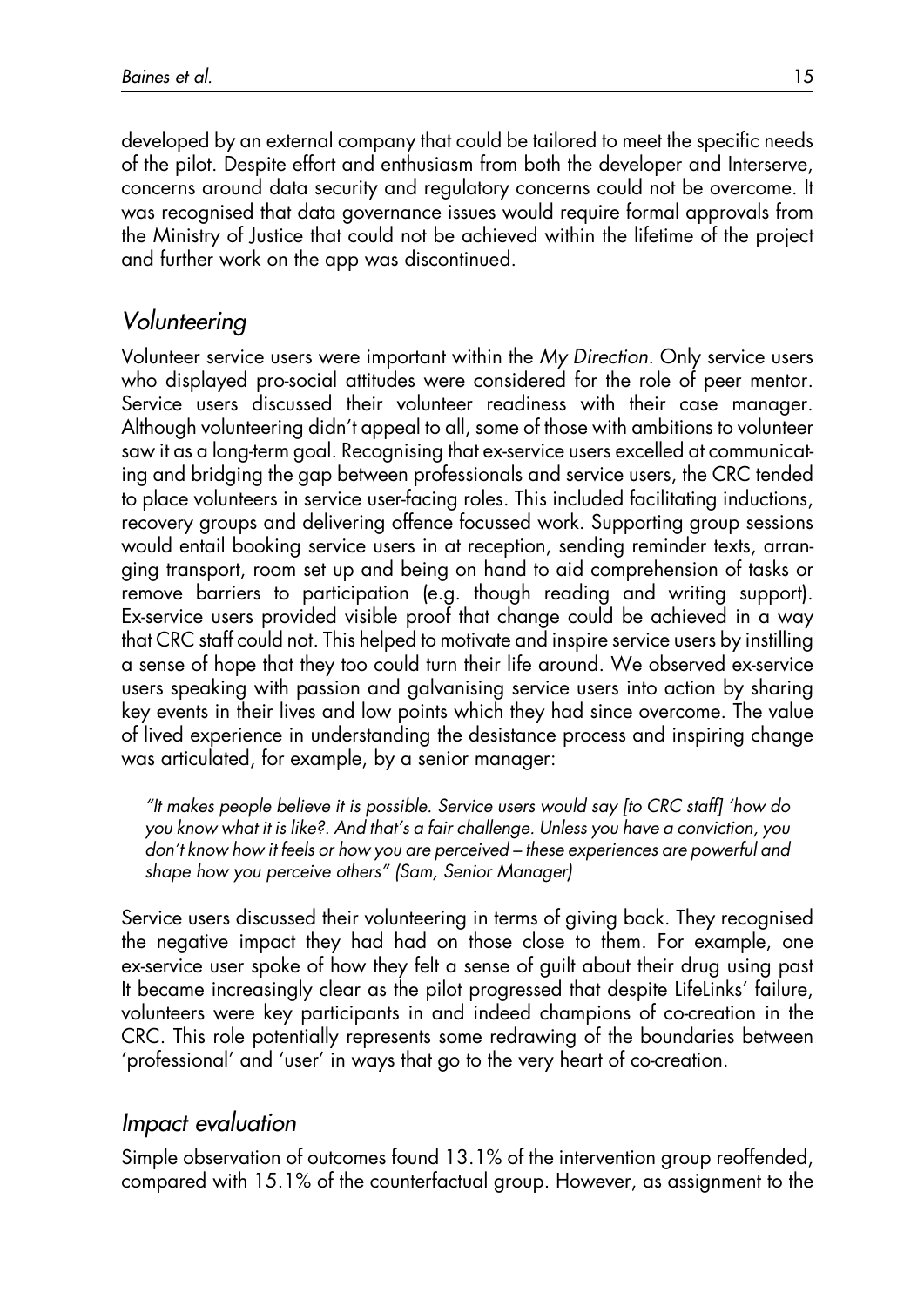developed by an external company that could be tailored to meet the specific needs of the pilot. Despite effort and enthusiasm from both the developer and Interserve, concerns around data security and regulatory concerns could not be overcome. It was recognised that data governance issues would require formal approvals from the Ministry of Justice that could not be achieved within the lifetime of the project and further work on the app was discontinued.

## *Volunteering*

Volunteer service users were important within the *My Direction*. Only service users who displayed pro-social attitudes were considered for the role of peer mentor. Service users discussed their volunteer readiness with their case manager. Although volunteering didn't appeal to all, some of those with ambitions to volunteer saw it as a long-term goal. Recognising that ex-service users excelled at communicating and bridging the gap between professionals and service users, the CRC tended to place volunteers in service user-facing roles. This included facilitating inductions, recovery groups and delivering offence focussed work. Supporting group sessions would entail booking service users in at reception, sending reminder texts, arranging transport, room set up and being on hand to aid comprehension of tasks or remove barriers to participation (e.g. though reading and writing support). Ex-service users provided visible proof that change could be achieved in a way that CRC staff could not. This helped to motivate and inspire service users by instilling a sense of hope that they too could turn their life around. We observed ex-service users speaking with passion and galvanising service users into action by sharing key events in their lives and low points which they had since overcome. The value of lived experience in understanding the desistance process and inspiring change was articulated, for example, by a senior manager:

> *"It makes people believe it is possible. Service users would say [to CRC staff] 'how do you know what it is like?. And that's a fair challenge. Unless you have a conviction, you don't know how it feels or how you are perceived – these experiences are powerful and shape how you perceive others" (Sam, Senior Manager)*

Service users discussed their volunteering in terms of giving back. They recognised the negative impact they had had on those close to them. For example, one ex-service user spoke of how they felt a sense of guilt about their drug using past It became increasingly clear as the pilot progressed that despite LifeLinks' failure, volunteers were key participants in and indeed champions of co-creation in the CRC. This role potentially represents some redrawing of the boundaries between 'professional' and 'user' in ways that go to the very heart of co-creation.

## *Impact evaluation*

Simple observation of outcomes found 13.1% of the intervention group reoffended, compared with 15.1% of the counterfactual group. However, as assignment to the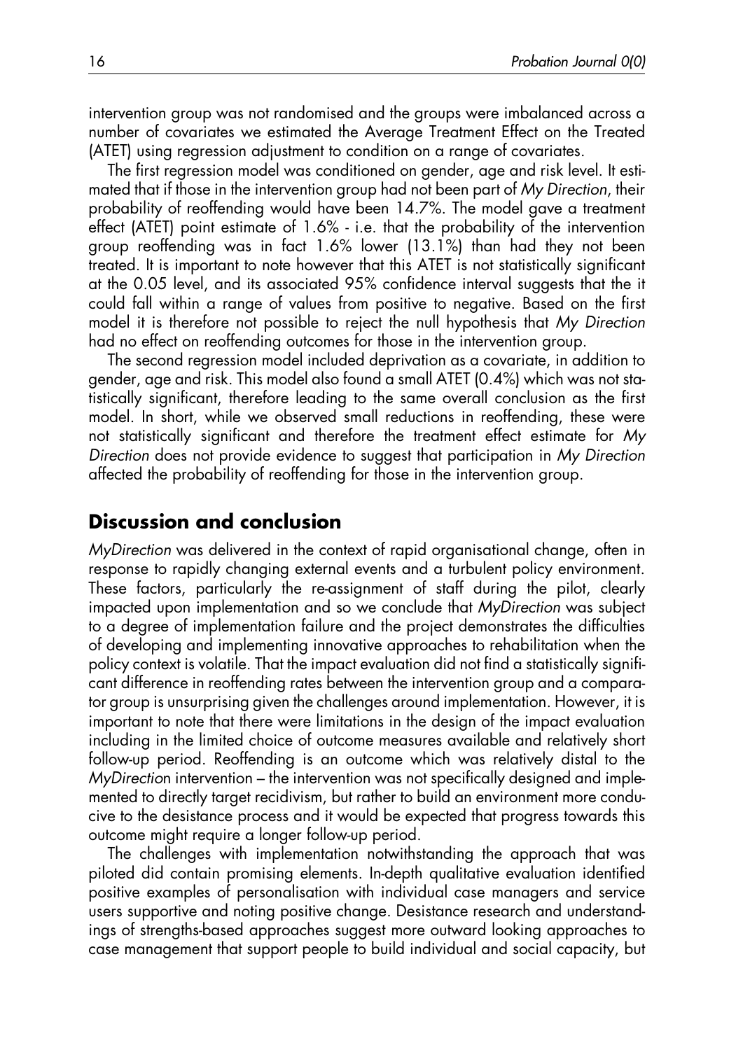intervention group was not randomised and the groups were imbalanced across a number of covariates we estimated the Average Treatment Effect on the Treated (ATET) using regression adjustment to condition on a range of covariates.

The first regression model was conditioned on gender, age and risk level. It estimated that if those in the intervention group had not been part of *My Direction*, their probability of reoffending would have been 14.7%. The model gave a treatment effect (ATET) point estimate of 1.6% - i.e. that the probability of the intervention group reoffending was in fact 1.6% lower (13.1%) than had they not been treated. It is important to note however that this ATET is not statistically significant at the 0.05 level, and its associated 95% confidence interval suggests that the it could fall within a range of values from positive to negative. Based on the first model it is therefore not possible to reject the null hypothesis that *My Direction* had no effect on reoffending outcomes for those in the intervention group.

The second regression model included deprivation as a covariate, in addition to gender, age and risk. This model also found a small ATET (0.4%) which was not statistically significant, therefore leading to the same overall conclusion as the first model. In short, while we observed small reductions in reoffending, these were not statistically significant and therefore the treatment effect estimate for *My Direction* does not provide evidence to suggest that participation in *My Direction* affected the probability of reoffending for those in the intervention group.

## Discussion and conclusion

*MyDirection* was delivered in the context of rapid organisational change, often in response to rapidly changing external events and a turbulent policy environment. These factors, particularly the re-assignment of staff during the pilot, clearly impacted upon implementation and so we conclude that *MyDirection* was subject to a degree of implementation failure and the project demonstrates the difficulties of developing and implementing innovative approaches to rehabilitation when the policy context is volatile. That the impact evaluation did not find a statistically significant difference in reoffending rates between the intervention group and a comparator group is unsurprising given the challenges around implementation. However, it is important to note that there were limitations in the design of the impact evaluation including in the limited choice of outcome measures available and relatively short follow-up period. Reoffending is an outcome which was relatively distal to the *MyDirection* intervention – the intervention was not specifically designed and implemented to directly target recidivism, but rather to build an environment more conducive to the desistance process and it would be expected that progress towards this outcome might require a longer follow-up period.

The challenges with implementation notwithstanding the approach that was piloted did contain promising elements. In-depth qualitative evaluation identified positive examples of personalisation with individual case managers and service users supportive and noting positive change. Desistance research and understandings of strengths-based approaches suggest more outward looking approaches to case management that support people to build individual and social capacity, but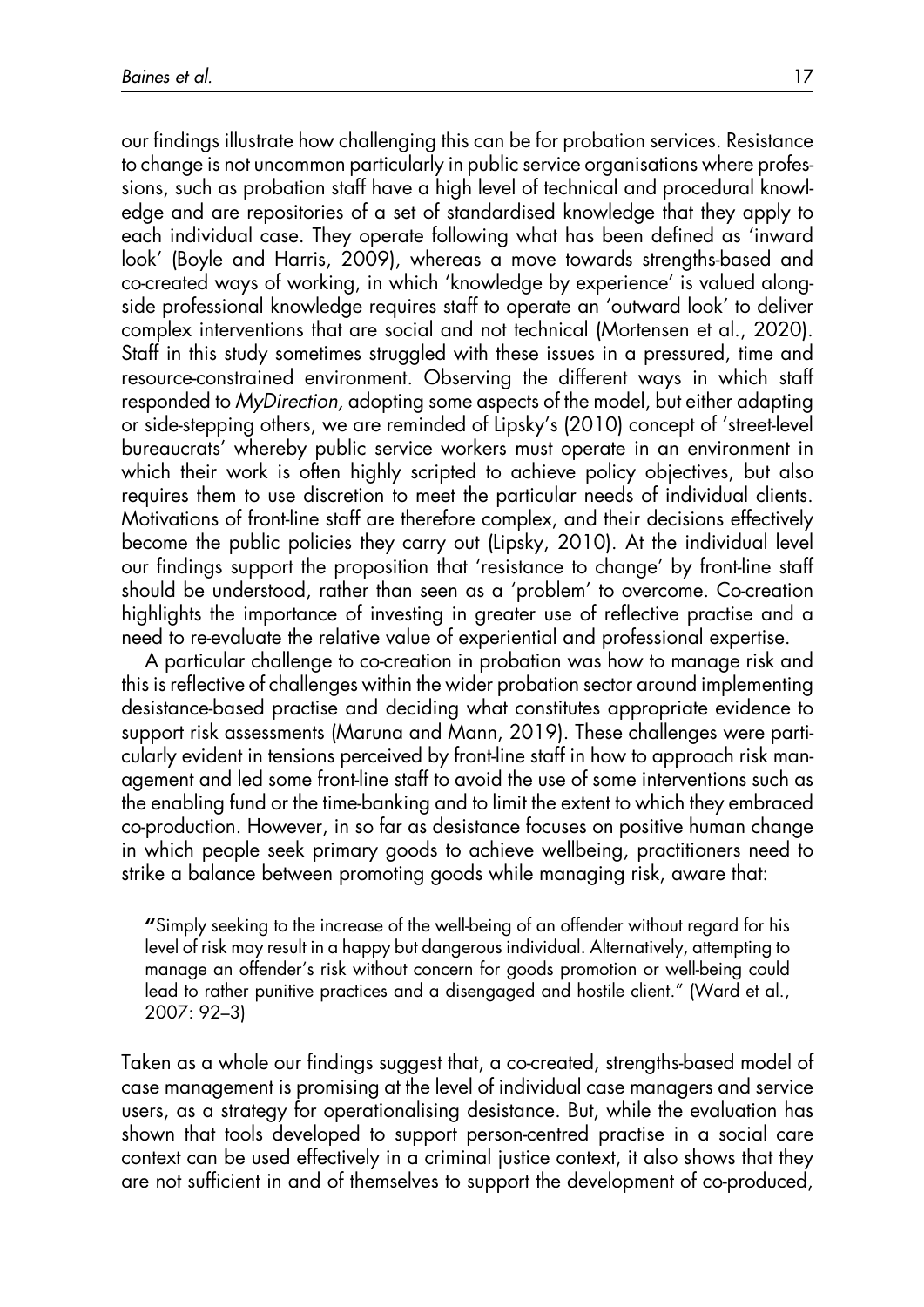our findings illustrate how challenging this can be for probation services. Resistance to change is not uncommon particularly in public service organisations where professions, such as probation staff have a high level of technical and procedural knowledge and are repositories of a set of standardised knowledge that they apply to each individual case. They operate following what has been defined as 'inward look' (Boyle and Harris, 2009), whereas a move towards strengths-based and co-created ways of working, in which 'knowledge by experience' is valued alongside professional knowledge requires staff to operate an 'outward look' to deliver complex interventions that are social and not technical (Mortensen et al., 2020). Staff in this study sometimes struggled with these issues in a pressured, time and resource-constrained environment. Observing the different ways in which staff responded to *MyDirection,* adopting some aspects of the model, but either adapting or side-stepping others, we are reminded of Lipsky's (2010) concept of 'street-level bureaucrats' whereby public service workers must operate in an environment in which their work is often highly scripted to achieve policy objectives, but also requires them to use discretion to meet the particular needs of individual clients. Motivations of front-line staff are therefore complex, and their decisions effectively become the public policies they carry out (Lipsky, 2010). At the individual level our findings support the proposition that 'resistance to change' by front-line staff should be understood, rather than seen as a 'problem' to overcome. Co-creation highlights the importance of investing in greater use of reflective practise and a need to re-evaluate the relative value of experiential and professional expertise.

A particular challenge to co-creation in probation was how to manage risk and this is reflective of challenges within the wider probation sector around implementing desistance-based practise and deciding what constitutes appropriate evidence to support risk assessments (Maruna and Mann, 2019). These challenges were particularly evident in tensions perceived by front-line staff in how to approach risk management and led some front-line staff to avoid the use of some interventions such as the enabling fund or the time-banking and to limit the extent to which they embraced co-production. However, in so far as desistance focuses on positive human change in which people seek primary goods to achieve wellbeing, practitioners need to strike a balance between promoting goods while managing risk, aware that:

> "Simply seeking to the increase of the well-being of an offender without regard for his level of risk may result in a happy but dangerous individual. Alternatively, attempting to manage an offender's risk without concern for goods promotion or well-being could lead to rather punitive practices and a disengaged and hostile client." (Ward et al., 2007: 92–3)

Taken as a whole our findings suggest that, a co-created, strengths-based model of case management is promising at the level of individual case managers and service users, as a strategy for operationalising desistance. But, while the evaluation has shown that tools developed to support person-centred practise in a social care context can be used effectively in a criminal justice context, it also shows that they are not sufficient in and of themselves to support the development of co-produced,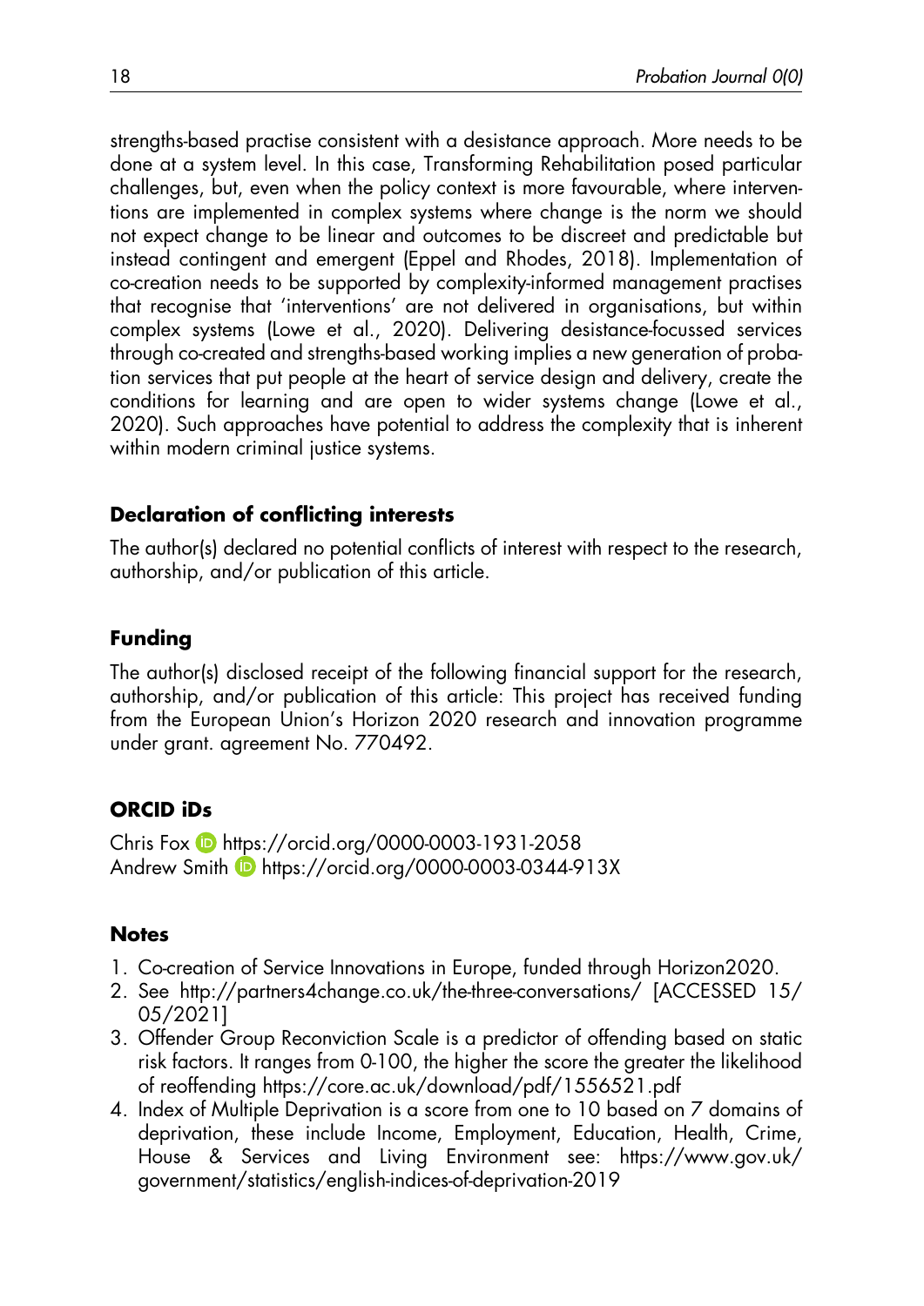strengths-based practise consistent with a desistance approach. More needs to be done at a system level. In this case, Transforming Rehabilitation posed particular challenges, but, even when the policy context is more favourable, where interventions are implemented in complex systems where change is the norm we should not expect change to be linear and outcomes to be discreet and predictable but instead contingent and emergent (Eppel and Rhodes, 2018). Implementation of co-creation needs to be supported by complexity-informed management practises that recognise that 'interventions' are not delivered in organisations, but within complex systems (Lowe et al., 2020). Delivering desistance-focussed services through co-created and strengths-based working implies a new generation of probation services that put people at the heart of service design and delivery, create the conditions for learning and are open to wider systems change (Lowe et al., 2020). Such approaches have potential to address the complexity that is inherent within modern criminal justice systems.

## Declaration of conflicting interests

The author(s) declared no potential conflicts of interest with respect to the research, authorship, and/or publication of this article.

## Funding

The author(s) disclosed receipt of the following financial support for the research, authorship, and/or publication of this article: This project has received funding from the European Union's Horizon 2020 research and innovation programme under grant. agreement No. 770492.

## ORCID iDs

Chris Fox https://orcid.org/0000-0003-1931-2058
Andrew Smith https://orcid.org/0000-0003-0344-913X

## Notes

1. Co-creation of Service Innovations in Europe, funded through Horizon2020.
2. See http://partners4change.co.uk/the-three-conversations/ [ACCESSED 15/05/2021]
3. Offender Group Reconviction Scale is a predictor of offending based on static risk factors. It ranges from 0-100, the higher the score the greater the likelihood of reoffending https://core.ac.uk/download/pdf/1556521.pdf
4. Index of Multiple Deprivation is a score from one to 10 based on 7 domains of deprivation, these include Income, Employment, Education, Health, Crime, House & Services and Living Environment see: https://www.gov.uk/government/statistics/english-indices-of-deprivation-2019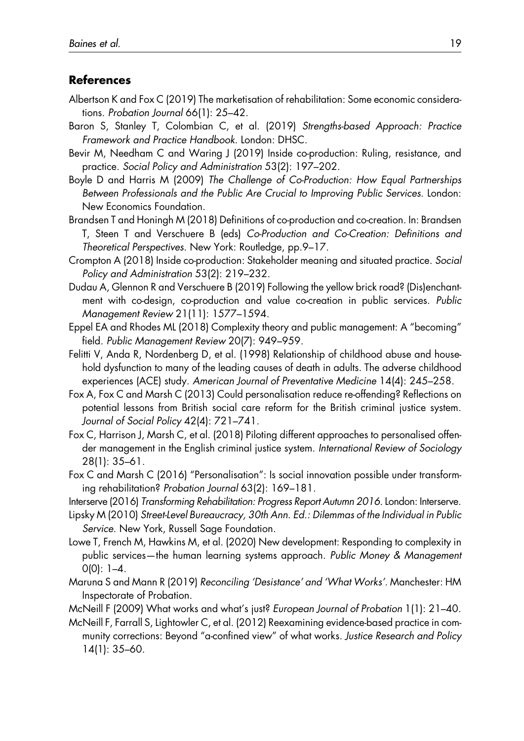## References

Albertson K and Fox C (2019) The marketisation of rehabilitation: Some economic considerations. *Probation Journal* 66(1): 25–42.

Baron S, Stanley T, Colombian C, et al. (2019) *Strengths-based Approach: Practice Framework and Practice Handbook*. London: DHSC.

Bevir M, Needham C and Waring J (2019) Inside co-production: Ruling, resistance, and practice. *Social Policy and Administration* 53(2): 197–202.

Boyle D and Harris M (2009) *The Challenge of Co-Production: How Equal Partnerships Between Professionals and the Public Are Crucial to Improving Public Services*. London: New Economics Foundation.

Brandsen T and Honingh M (2018) Definitions of co-production and co-creation. In: Brandsen T, Steen T and Verschuere B (eds) *Co-Production and Co-Creation: Definitions and Theoretical Perspectives*. New York: Routledge, pp.9–17.

Crompton A (2018) Inside co-production: Stakeholder meaning and situated practice. *Social Policy and Administration* 53(2): 219–232.

Dudau A, Glennon R and Verschuere B (2019) Following the yellow brick road? (Dis)enchantment with co-design, co-production and value co-creation in public services. *Public Management Review* 21(11): 1577–1594.

Eppel EA and Rhodes ML (2018) Complexity theory and public management: A "becoming" field. *Public Management Review* 20(7): 949–959.

Felitti V, Anda R, Nordenberg D, et al. (1998) Relationship of childhood abuse and household dysfunction to many of the leading causes of death in adults. The adverse childhood experiences (ACE) study. *American Journal of Preventative Medicine* 14(4): 245–258.

Fox A, Fox C and Marsh C (2013) Could personalisation reduce re-offending? Reflections on potential lessons from British social care reform for the British criminal justice system. *Journal of Social Policy* 42(4): 721–741.

Fox C, Harrison J, Marsh C, et al. (2018) Piloting different approaches to personalised offender management in the English criminal justice system. *International Review of Sociology* 28(1): 35–61.

Fox C and Marsh C (2016) "Personalisation": Is social innovation possible under transforming rehabilitation? *Probation Journal* 63(2): 169–181.

Interserve (2016) *Transforming Rehabilitation: Progress Report Autumn 2016*. London: Interserve.

Lipsky M (2010) *Street-Level Bureaucracy, 30th Ann. Ed.: Dilemmas of the Individual in Public Service*. New York, Russell Sage Foundation.

Lowe T, French M, Hawkins M, et al. (2020) New development: Responding to complexity in public services—the human learning systems approach. *Public Money & Management* 0(0): 1–4.

Maruna S and Mann R (2019) *Reconciling 'Desistance' and 'What Works'*. Manchester: HM Inspectorate of Probation.

McNeill F (2009) What works and what's just? *European Journal of Probation* 1(1): 21–40.

McNeill F, Farrall S, Lightowler C, et al. (2012) Reexamining evidence-based practice in community corrections: Beyond "a-confined view" of what works. *Justice Research and Policy* 14(1): 35–60.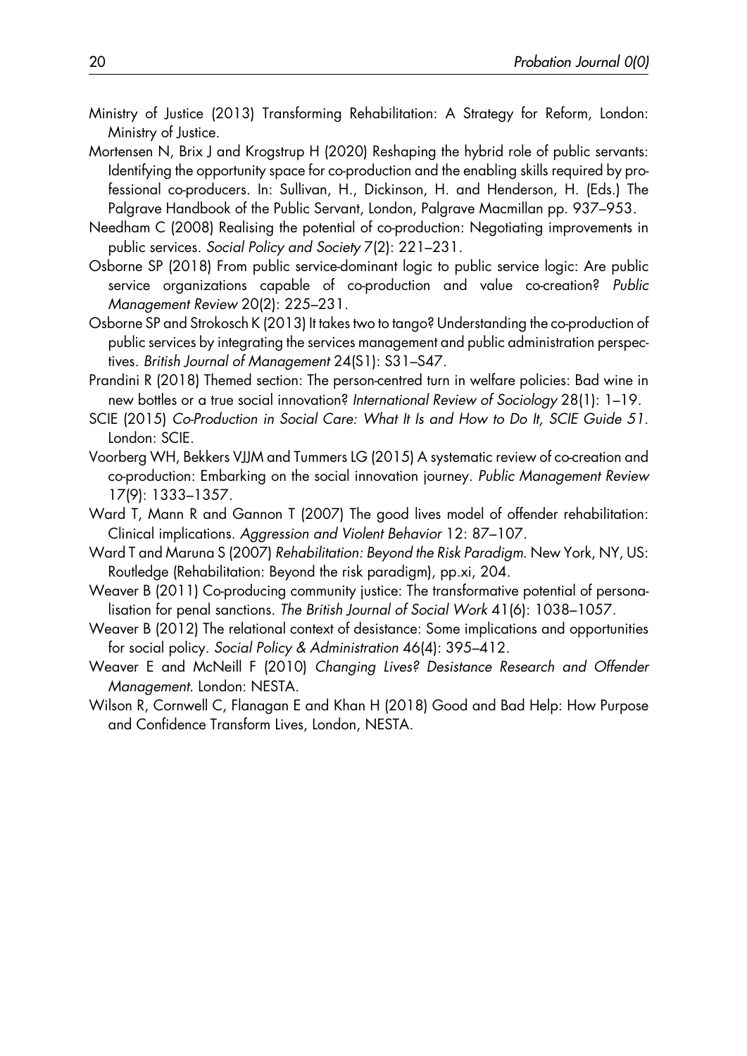Ministry of Justice (2013) Transforming Rehabilitation: A Strategy for Reform, London: Ministry of Justice.

Mortensen N, Brix J and Krogstrup H (2020) Reshaping the hybrid role of public servants: Identifying the opportunity space for co-production and the enabling skills required by professional co-producers. In: Sullivan, H., Dickinson, H. and Henderson, H. (Eds.) The Palgrave Handbook of the Public Servant, London, Palgrave Macmillan pp. 937–953.

Needham C (2008) Realising the potential of co-production: Negotiating improvements in public services. *Social Policy and Society* 7(2): 221–231.

Osborne SP (2018) From public service-dominant logic to public service logic: Are public service organizations capable of co-production and value co-creation? *Public Management Review* 20(2): 225–231.

Osborne SP and Strokosch K (2013) It takes two to tango? Understanding the co-production of public services by integrating the services management and public administration perspectives. *British Journal of Management* 24(S1): S31–S47.

Prandini R (2018) Themed section: The person-centred turn in welfare policies: Bad wine in new bottles or a true social innovation? *International Review of Sociology* 28(1): 1–19.

SCIE (2015) *Co-Production in Social Care: What It Is and How to Do It, SCIE Guide 51*. London: SCIE.

Voorberg WH, Bekkers VJJM and Tummers LG (2015) A systematic review of co-creation and co-production: Embarking on the social innovation journey. *Public Management Review* 17(9): 1333–1357.

Ward T, Mann R and Gannon T (2007) The good lives model of offender rehabilitation: Clinical implications. *Aggression and Violent Behavior* 12: 87–107.

Ward T and Maruna S (2007) *Rehabilitation: Beyond the Risk Paradigm*. New York, NY, US: Routledge (Rehabilitation: Beyond the risk paradigm), pp.xi, 204.

Weaver B (2011) Co-producing community justice: The transformative potential of personalisation for penal sanctions. *The British Journal of Social Work* 41(6): 1038–1057.

Weaver B (2012) The relational context of desistance: Some implications and opportunities for social policy. *Social Policy & Administration* 46(4): 395–412.

Weaver E and McNeill F (2010) *Changing Lives? Desistance Research and Offender Management*. London: NESTA.

Wilson R, Cornwell C, Flanagan E and Khan H (2018) Good and Bad Help: How Purpose and Confidence Transform Lives, London, NESTA.